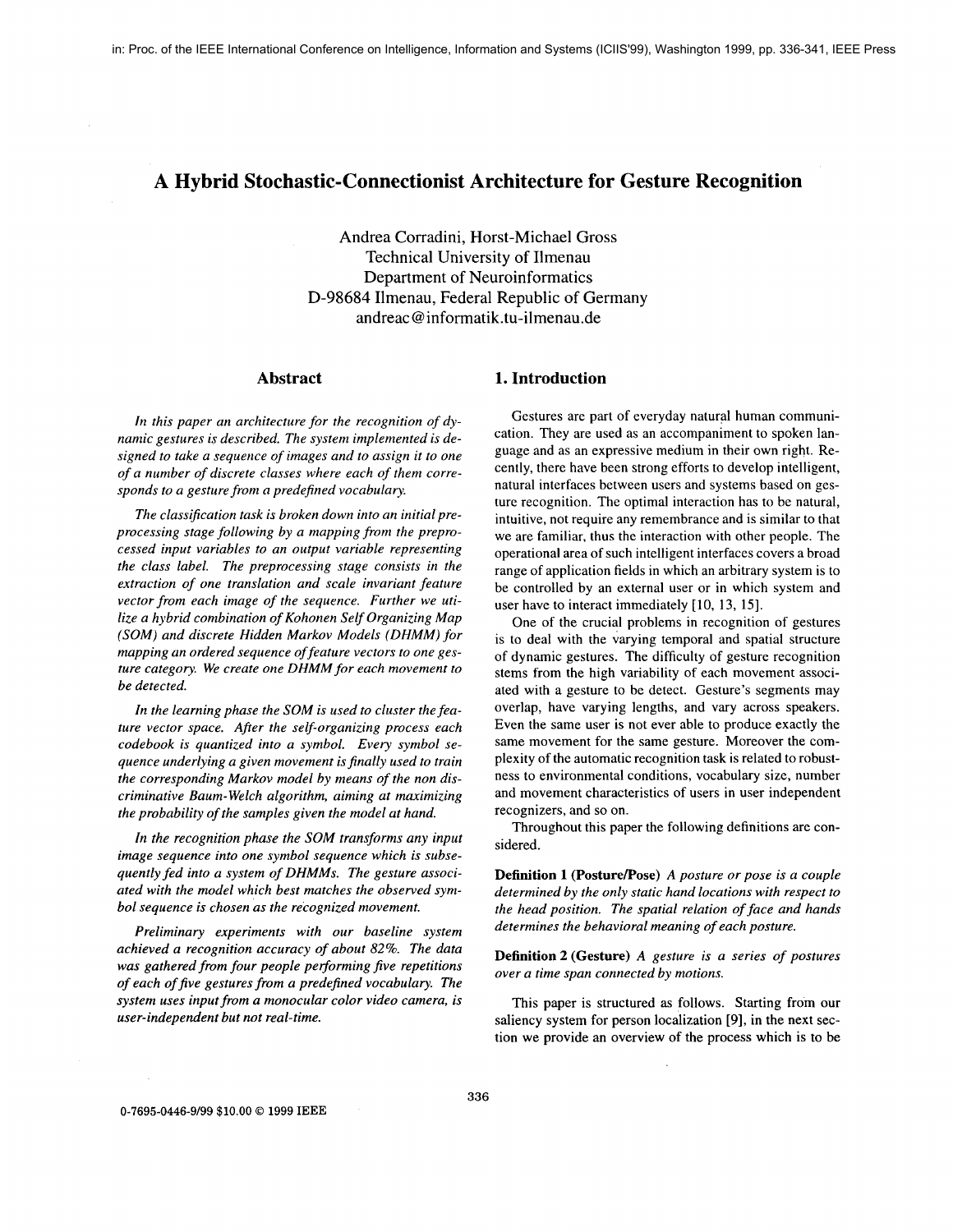in: Proc. of the IEEE International Conference on Intelligence, Information and Systems (ICIIS'99), Washington 1999, pp. 336-341, IEEE Press

# A Hybrid Stochastic-Connectionist Architecture for Gesture Recognition

Andrea Corradini, Horst-Michael Gross
Technical University of Ilmenau
Department of Neuroinformatics
D-98684 Ilmenau, Federal Republic of Germany
andreac@informatik.tu-ilmenau.de

## Abstract

*In this paper an architecture for the recognition of dynamic gestures is described. The system implemented is designed to take a sequence of images and to assign it to one of a number of discrete classes where each of them corresponds to a gesture from a predefined vocabulary.*

*The classification task is broken down into an initial preprocessing stage following by a mapping from the preprocessed input variables to an output variable representing the class label. The preprocessing stage consists in the extraction of one translation and scale invariant feature vector from each image of the sequence. Further we utilize a hybrid combination of Kohonen Self Organizing Map (SOM) and discrete Hidden Markov Models (DHMM) for mapping an ordered sequence of feature vectors to one gesture category. We create one DHMM for each movement to be detected.*

*In the learning phase the SOM is used to cluster the feature vector space. After the self-organizing process each codebook is quantized into a symbol. Every symbol sequence underlying a given movement is finally used to train the corresponding Markov model by means of the non discriminative Baum-Welch algorithm, aiming at maximizing the probability of the samples given the model at hand.*

*In the recognition phase the SOM transforms any input image sequence into one symbol sequence which is subsequently fed into a system of DHMMs. The gesture associated with the model which best matches the observed symbol sequence is chosen as the recognized movement.*

*Preliminary experiments with our baseline system achieved a recognition accuracy of about 82%. The data was gathered from four people performing five repetitions of each of five gestures from a predefined vocabulary. The system uses input from a monocular color video camera, is user-independent but not real-time.*

## 1. Introduction

Gestures are part of everyday natural human communication. They are used as an accompaniment to spoken language and as an expressive medium in their own right. Recently, there have been strong efforts to develop intelligent, natural interfaces between users and systems based on gesture recognition. The optimal interaction has to be natural, intuitive, not require any remembrance and is similar to that we are familiar, thus the interaction with other people. The operational area of such intelligent interfaces covers a broad range of application fields in which an arbitrary system is to be controlled by an external user or in which system and user have to interact immediately [10, 13, 15].

One of the crucial problems in recognition of gestures is to deal with the varying temporal and spatial structure of dynamic gestures. The difficulty of gesture recognition stems from the high variability of each movement associated with a gesture to be detect. Gesture's segments may overlap, have varying lengths, and vary across speakers. Even the same user is not ever able to produce exactly the same movement for the same gesture. Moreover the complexity of the automatic recognition task is related to robustness to environmental conditions, vocabulary size, number and movement characteristics of users in user independent recognizers, and so on.

Throughout this paper the following definitions are considered.

**Definition 1 (Posture/Pose)** *A posture or pose is a couple determined by the only static hand locations with respect to the head position. The spatial relation of face and hands determines the behavioral meaning of each posture.*

**Definition 2 (Gesture)** *A gesture is a series of postures over a time span connected by motions.*

This paper is structured as follows. Starting from our saliency system for person localization [9], in the next section we provide an overview of the process which is to be

0-7695-0446-9/99 $10.00 © 1999 IEEE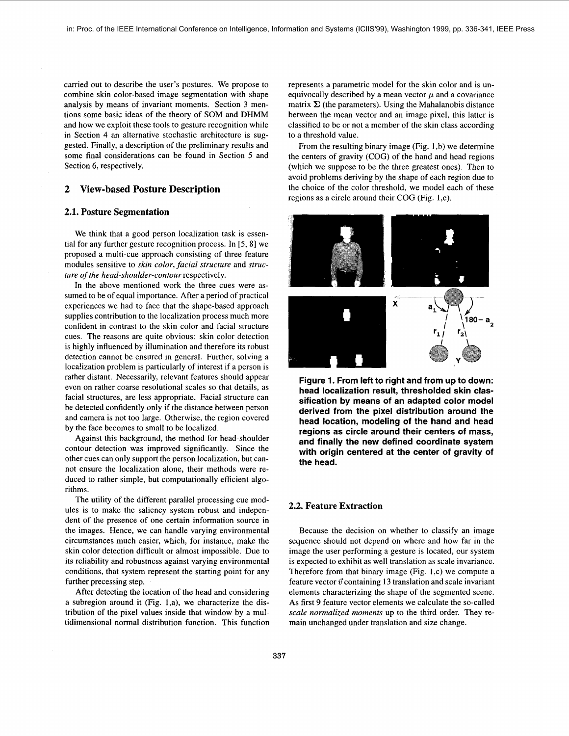carried out to describe the user's postures. We propose to combine skin color-based image segmentation with shape analysis by means of invariant moments. Section 3 mentions some basic ideas of the theory of SOM and DHMM and how we exploit these tools to gesture recognition while in Section 4 an alternative stochastic architecture is suggested. Finally, a description of the preliminary results and some final considerations can be found in Section 5 and Section 6, respectively.

## 2 View-based Posture Description

### 2.1. Posture Segmentation

We think that a good person localization task is essential for any further gesture recognition process. In [5, 8] we proposed a multi-cue approach consisting of three feature modules sensitive to *skin color*, *facial structure* and *structure of the head-shoulder-contour* respectively.

In the above mentioned work the three cues were assumed to be of equal importance. After a period of practical experiences we had to face that the shape-based approach supplies contribution to the localization process much more confident in contrast to the skin color and facial structure cues. The reasons are quite obvious: skin color detection is highly influenced by illumination and therefore its robust detection cannot be ensured in general. Further, solving a localization problem is particularly of interest if a person is rather distant. Necessarily, relevant features should appear even on rather coarse resolutional scales so that details, as facial structures, are less appropriate. Facial structure can be detected confidently only if the distance between person and camera is not too large. Otherwise, the region covered by the face becomes to small to be localized.

Against this background, the method for head-shoulder contour detection was improved significantly. Since the other cues can only support the person localization, but cannot ensure the localization alone, their methods were reduced to rather simple, but computationally efficient algorithms.

The utility of the different parallel processing cue modules is to make the saliency system robust and independent of the presence of one certain information source in the images. Hence, we can handle varying environmental circumstances much easier, which, for instance, make the skin color detection difficult or almost impossible. Due to its reliability and robustness against varying environmental conditions, that system represent the starting point for any further precessing step.

After detecting the location of the head and considering a subregion around it (Fig. 1,a), we characterize the distribution of the pixel values inside that window by a multidimensional normal distribution function. This function represents a parametric model for the skin color and is unequivocally described by a mean vector $\mu$ and a covariance matrix $\Sigma$ (the parameters). Using the Mahalanobis distance between the mean vector and an image pixel, this latter is classified to be or not a member of the skin class according to a threshold value.

From the resulting binary image (Fig. 1,b) we determine the centers of gravity (COG) of the hand and head regions (which we suppose to be the three greatest ones). Then to avoid problems deriving by the shape of each region due to the choice of the color threshold, we model each of these regions as a circle around their COG (Fig. 1,c).

X
$a_1$
$180 - a_2$
$r_1$
$r_2$
Y

**Figure 1. From left to right and from up to down: head localization result, thresholded skin classification by means of an adapted color model derived from the pixel distribution around the head location, modeling of the hand and head regions as circle around their centers of mass, and finally the new defined coordinate system with origin centered at the center of gravity of the head.**

### 2.2. Feature Extraction

Because the decision on whether to classify an image sequence should not depend on where and how far in the image the user performing a gesture is located, our system is expected to exhibit as well translation as scale invariance. Therefore from that binary image (Fig. 1,c) we compute a feature vector $\vec{v}$ containing 13 translation and scale invariant elements characterizing the shape of the segmented scene. As first 9 feature vector elements we calculate the so-called *scale normalized moments* up to the third order. They remain unchanged under translation and size change.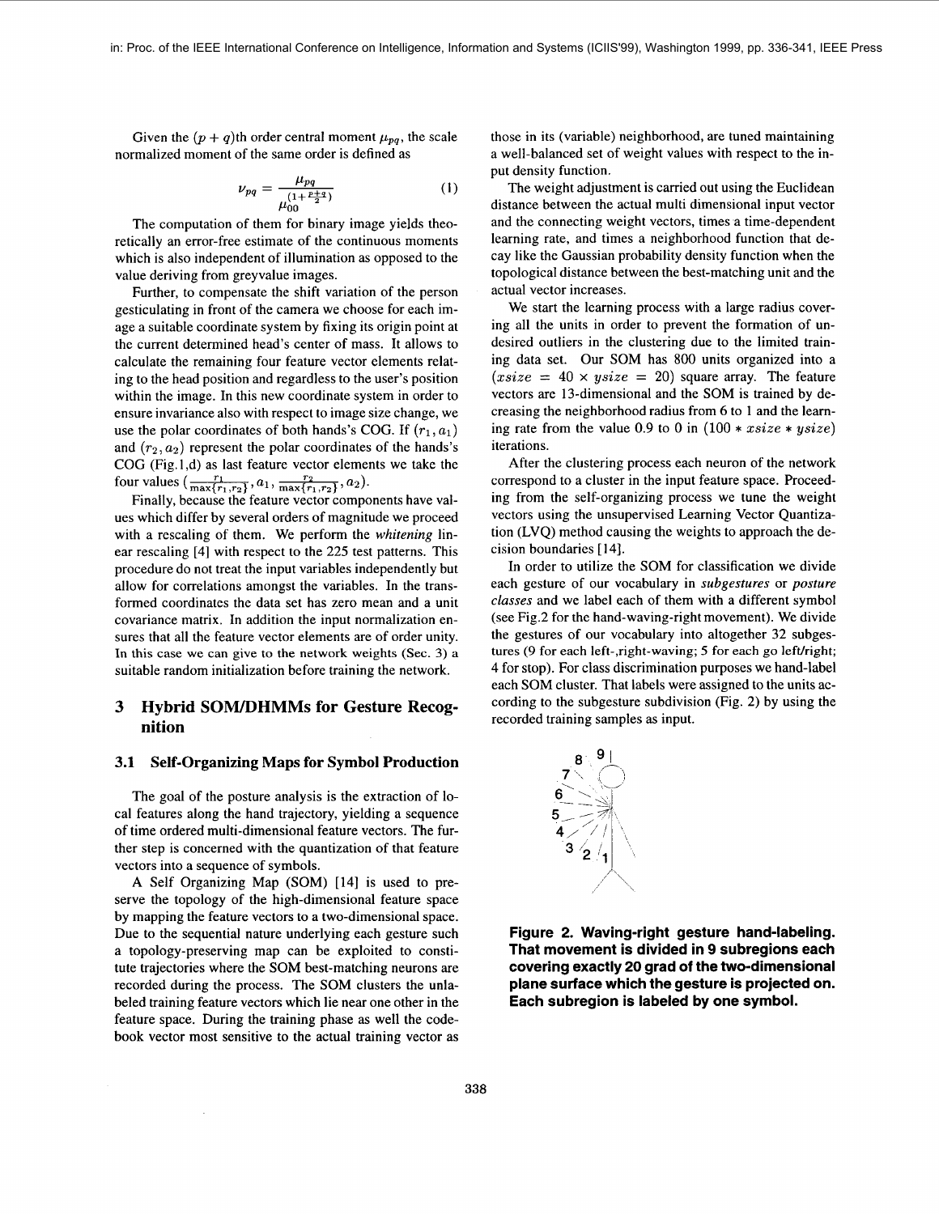Given the $(p+q)$th order central moment $\mu_{pq}$, the scale normalized moment of the same order is defined as

$$\nu_{pq} = \frac{\mu_{pq}}{\mu_{00}^{(1+\frac{p+q}{2})}} \quad (1)$$

The computation of them for binary image yields theoretically an error-free estimate of the continuous moments which is also independent of illumination as opposed to the value deriving from greyvalue images.

Further, to compensate the shift variation of the person gesticulating in front of the camera we choose for each image a suitable coordinate system by fixing its origin point at the current determined head's center of mass. It allows to calculate the remaining four feature vector elements relating to the head position and regardless to the user's position within the image. In this new coordinate system in order to ensure invariance also with respect to image size change, we use the polar coordinates of both hands's COG. If $(r_1, a_1)$ and $(r_2, a_2)$ represent the polar coordinates of the hands's COG (Fig.1,d) as last feature vector elements we take the four values $(\frac{r_1}{\max\{r_1,r_2\}}, a_1, \frac{r_2}{\max\{r_1,r_2\}}, a_2)$.

Finally, because the feature vector components have values which differ by several orders of magnitude we proceed with a rescaling of them. We perform the *whitening* linear rescaling [4] with respect to the 225 test patterns. This procedure do not treat the input variables independently but allow for correlations amongst the variables. In the transformed coordinates the data set has zero mean and a unit covariance matrix. In addition the input normalization ensures that all the feature vector elements are of order unity. In this case we can give to the network weights (Sec. 3) a suitable random initialization before training the network.

## 3 Hybrid SOM/DHMMs for Gesture Recognition

### 3.1 Self-Organizing Maps for Symbol Production

The goal of the posture analysis is the extraction of local features along the hand trajectory, yielding a sequence of time ordered multi-dimensional feature vectors. The further step is concerned with the quantization of that feature vectors into a sequence of symbols.

A Self Organizing Map (SOM) [14] is used to preserve the topology of the high-dimensional feature space by mapping the feature vectors to a two-dimensional space. Due to the sequential nature underlying each gesture such a topology-preserving map can be exploited to constitute trajectories where the SOM best-matching neurons are recorded during the process. The SOM clusters the unlabeled training feature vectors which lie near one other in the feature space. During the training phase as well the codebook vector most sensitive to the actual training vector as those in its (variable) neighborhood, are tuned maintaining a well-balanced set of weight values with respect to the input density function.

The weight adjustment is carried out using the Euclidean distance between the actual multi dimensional input vector and the connecting weight vectors, times a time-dependent learning rate, and times a neighborhood function that decay like the Gaussian probability density function when the topological distance between the best-matching unit and the actual vector increases.

We start the learning process with a large radius covering all the units in order to prevent the formation of undesired outliers in the clustering due to the limited training data set. Our SOM has 800 units organized into a $(xsize = 40 \times ysize = 20)$ square array. The feature vectors are 13-dimensional and the SOM is trained by decreasing the neighborhood radius from 6 to 1 and the learning rate from the value 0.9 to 0 in $(100 * xsize * ysize)$ iterations.

After the clustering process each neuron of the network correspond to a cluster in the input feature space. Proceeding from the self-organizing process we tune the weight vectors using the unsupervised Learning Vector Quantization (LVQ) method causing the weights to approach the decision boundaries [14].

In order to utilize the SOM for classification we divide each gesture of our vocabulary in *subgestures* or *posture classes* and we label each of them with a different symbol (see Fig.2 for the hand-waving-right movement). We divide the gestures of our vocabulary into altogether 32 subgestures (9 for each left-,right-waving; 5 for each go left/right; 4 for stop). For class discrimination purposes we hand-label each SOM cluster. That labels were assigned to the units according to the subgesture subdivision (Fig. 2) by using the recorded training samples as input.

8 9
7
6
5
4
3 2 1

**Figure 2. Waving-right gesture hand-labeling. That movement is divided in 9 subregions each covering exactly 20 grad of the two-dimensional plane surface which the gesture is projected on. Each subregion is labeled by one symbol.**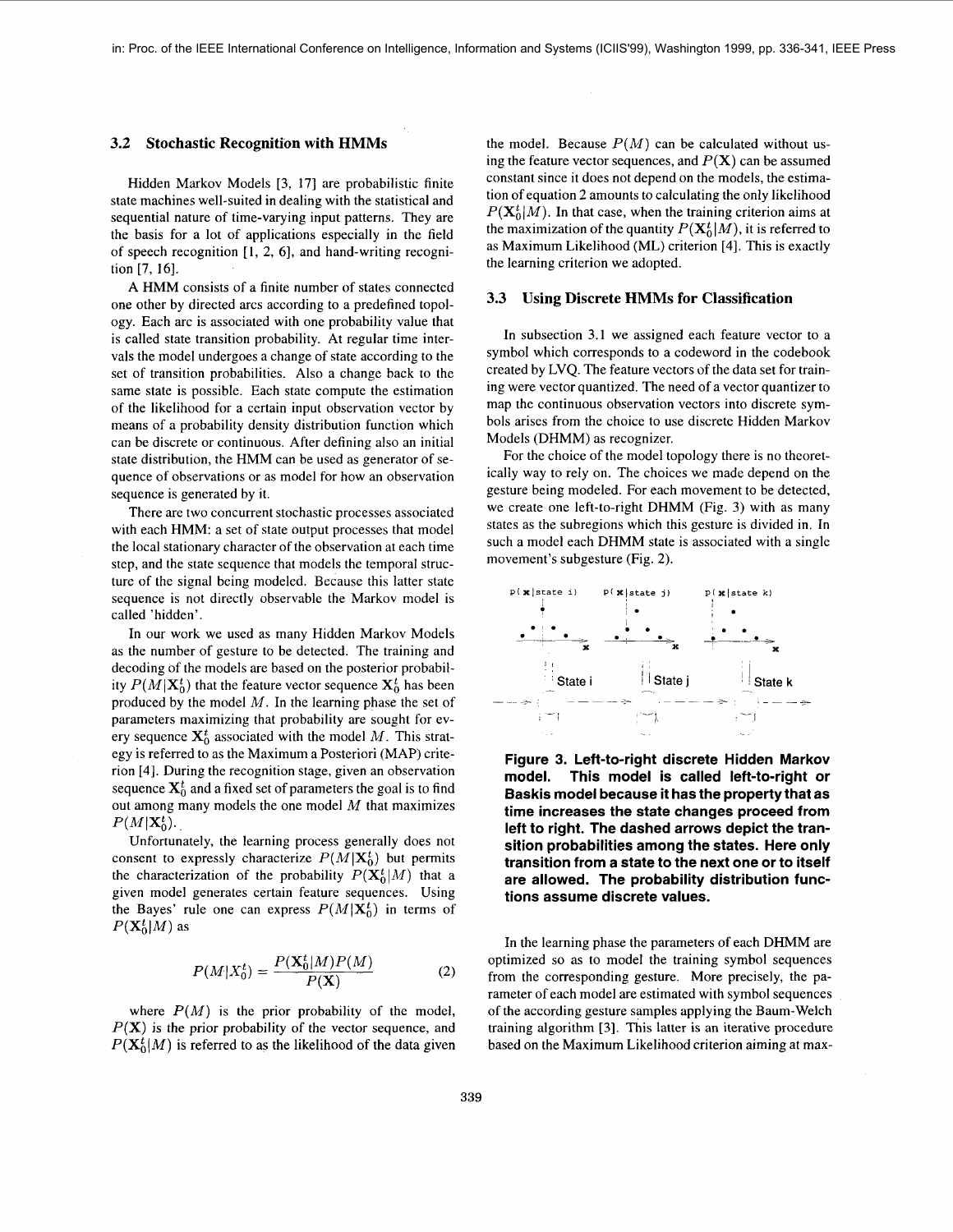### 3.2 Stochastic Recognition with HMMs

Hidden Markov Models [3, 17] are probabilistic finite state machines well-suited in dealing with the statistical and sequential nature of time-varying input patterns. They are the basis for a lot of applications especially in the field of speech recognition [1, 2, 6], and hand-writing recognition [7, 16].

A HMM consists of a finite number of states connected one other by directed arcs according to a predefined topology. Each arc is associated with one probability value that is called state transition probability. At regular time intervals the model undergoes a change of state according to the set of transition probabilities. Also a change back to the same state is possible. Each state compute the estimation of the likelihood for a certain input observation vector by means of a probability density distribution function which can be discrete or continuous. After defining also an initial state distribution, the HMM can be used as generator of sequence of observations or as model for how an observation sequence is generated by it.

There are two concurrent stochastic processes associated with each HMM: a set of state output processes that model the local stationary character of the observation at each time step, and the state sequence that models the temporal structure of the signal being modeled. Because this latter state sequence is not directly observable the Markov model is called 'hidden'.

In our work we used as many Hidden Markov Models as the number of gesture to be detected. The training and decoding of the models are based on the posterior probability $P(M|\mathbf{X}_0^t)$ that the feature vector sequence $\mathbf{X}_0^t$ has been produced by the model $M$. In the learning phase the set of parameters maximizing that probability are sought for every sequence $\mathbf{X}_0^t$ associated with the model $M$. This strategy is referred to as the Maximum a Posteriori (MAP) criterion [4]. During the recognition stage, given an observation sequence $\mathbf{X}_0^t$ and a fixed set of parameters the goal is to find out among many models the one model $M$ that maximizes $P(M|\mathbf{X}_0^t)$.

Unfortunately, the learning process generally does not consent to expressly characterize $P(M|\mathbf{X}_0^t)$ but permits the characterization of the probability $P(\mathbf{X}_0^t|M)$ that a given model generates certain feature sequences. Using the Bayes' rule one can express $P(M|\mathbf{X}_0^t)$ in terms of $P(\mathbf{X}_0^t|M)$ as

$$P(M|X_0^t) = \frac{P(\mathbf{X}_0^t|M)P(M)}{P(\mathbf{X})} \tag{2}$$

where $P(M)$ is the prior probability of the model, $P(\mathbf{X})$ is the prior probability of the vector sequence, and $P(\mathbf{X}_0^t|M)$ is referred to as the likelihood of the data given the model. Because $P(M)$ can be calculated without using the feature vector sequences, and $P(\mathbf{X})$ can be assumed constant since it does not depend on the models, the estimation of equation 2 amounts to calculating the only likelihood $P(\mathbf{X}_0^t|M)$. In that case, when the training criterion aims at the maximization of the quantity $P(\mathbf{X}_0^t|M)$, it is referred to as Maximum Likelihood (ML) criterion [4]. This is exactly the learning criterion we adopted.

### 3.3 Using Discrete HMMs for Classification

In subsection 3.1 we assigned each feature vector to a symbol which corresponds to a codeword in the codebook created by LVQ. The feature vectors of the data set for training were vector quantized. The need of a vector quantizer to map the continuous observation vectors into discrete symbols arises from the choice to use discrete Hidden Markov Models (DHMM) as recognizer.

For the choice of the model topology there is no theoretically way to rely on. The choices we made depend on the gesture being modeled. For each movement to be detected, we create one left-to-right DHMM (Fig. 3) with as many states as the subregions which this gesture is divided in. In such a model each DHMM state is associated with a single movement's subgesture (Fig. 2).

P(x|state i) P(x|state j) P(x|state k)

x x x

State i State j State k

**Figure 3. Left-to-right discrete Hidden Markov model. This model is called left-to-right or Baskis model because it has the property that as time increases the state changes proceed from left to right. The dashed arrows depict the transition probabilities among the states. Here only transition from a state to the next one or to itself are allowed. The probability distribution functions assume discrete values.**

In the learning phase the parameters of each DHMM are optimized so as to model the training symbol sequences from the corresponding gesture. More precisely, the parameter of each model are estimated with symbol sequences of the according gesture samples applying the Baum-Welch training algorithm [3]. This latter is an iterative procedure based on the Maximum Likelihood criterion aiming at max-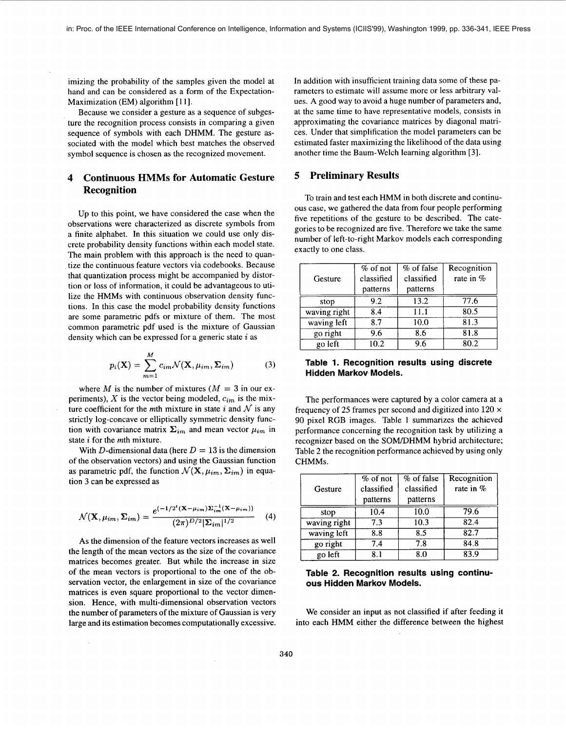imizing the probability of the samples given the model at hand and can be considered as a form of the Expectation-Maximization (EM) algorithm [11].

Because we consider a gesture as a sequence of subgesture the recognition process consists in comparing a given sequence of symbols with each DHMM. The gesture associated with the model which best matches the observed symbol sequence is chosen as the recognized movement.

## 4 Continuous HMMs for Automatic Gesture Recognition

Up to this point, we have considered the case when the observations were characterized as discrete symbols from a finite alphabet. In this situation we could use only discrete probability density functions within each model state. The main problem with this approach is the need to quantize the continuous feature vectors via codebooks. Because that quantization process might be accompanied by distortion or loss of information, it could be advantageous to utilize the HMMs with continuous observation density functions. In this case the model probability density functions are some parametric pdfs or mixture of them. The most common parametric pdf used is the mixture of Gaussian density which can be expressed for a generic state $i$ as

$$p_i(\mathbf{X}) = \sum_{m=1}^{M} c_{im} \mathcal{N}(\mathbf{X}, \mu_{im}, \mathbf{\Sigma}_{im}) \tag{3}$$

where $M$ is the number of mixtures ($M = 3$ in our experiments), $X$ is the vector being modeled, $c_{im}$ is the mixture coefficient for the $m$th mixture in state $i$ and $\mathcal{N}$ is any strictly log-concave or elliptically symmetric density function with covariance matrix $\mathbf{\Sigma}_{im}$ and mean vector $\mu_{im}$ in state $i$ for the $m$th mixture.

With $D$-dimensional data (here $D = 13$ is the dimension of the observation vectors) and using the Gaussian function as parametric pdf, the function $\mathcal{N}(\mathbf{X}, \mu_{im}, \mathbf{\Sigma}_{im})$ in equation 3 can be expressed as

$$\mathcal{N}(\mathbf{X}, \mu_{im}, \mathbf{\Sigma}_{im}) = \frac{e^{(-1/2^t(\mathbf{X}-\mu_{im})\mathbf{\Sigma}_{im}^{-1}(\mathbf{X}-\mu_{im}))}}{(2\pi)^{D/2}|\mathbf{\Sigma}_{im}|^{1/2}} \tag{4}$$

As the dimension of the feature vectors increases as well the length of the mean vectors as the size of the covariance matrices becomes greater. But while the increase in size of the mean vectors is proportional to the one of the observation vector, the enlargement in size of the covariance matrices is even square proportional to the vector dimension. Hence, with multi-dimensional observation vectors the number of parameters of the mixture of Gaussian is very large and its estimation becomes computationally excessive. In addition with insufficient training data some of these parameters to estimate will assume more or less arbitrary values. A good way to avoid a huge number of parameters and, at the same time to have representative models, consists in approximating the covariance matrices by diagonal matrices. Under that simplification the model parameters can be estimated faster maximizing the likelihood of the data using another time the Baum-Welch learning algorithm [3].

## 5 Preliminary Results

To train and test each HMM in both discrete and continuous case, we gathered the data from four people performing five repetitions of the gesture to be described. The categories to be recognized are five. Therefore we take the same number of left-to-right Markov models each corresponding exactly to one class.

| Gesture | % of not classified patterns | % of false classified patterns | Recognition rate in % |
|---|---|---|---|
| stop | 9.2 | 13.2 | 77.6 |
| waving right | 8.4 | 11.1 | 80.5 |
| waving left | 8.7 | 10.0 | 81.3 |
| go right | 9.6 | 8.6 | 81.8 |
| go left | 10.2 | 9.6 | 80.2 |

**Table 1. Recognition results using discrete Hidden Markov Models.**

The performances were captured by a color camera at a frequency of 25 frames per second and digitized into $120 \times 90$ pixel RGB images. Table 1 summarizes the achieved performance concerning the recognition task by utilizing a recognizer based on the SOM/DHMM hybrid architecture; Table 2 the recognition performance achieved by using only CHMMs.

| Gesture | % of not classified patterns | % of false classified patterns | Recognition rate in % |
|---|---|---|---|
| stop | 10.4 | 10.0 | 79.6 |
| waving right | 7.3 | 10.3 | 82.4 |
| waving left | 8.8 | 8.5 | 82.7 |
| go right | 7.4 | 7.8 | 84.8 |
| go left | 8.1 | 8.0 | 83.9 |

**Table 2. Recognition results using continuous Hidden Markov Models.**

We consider an input as not classified if after feeding it into each HMM either the difference between the highest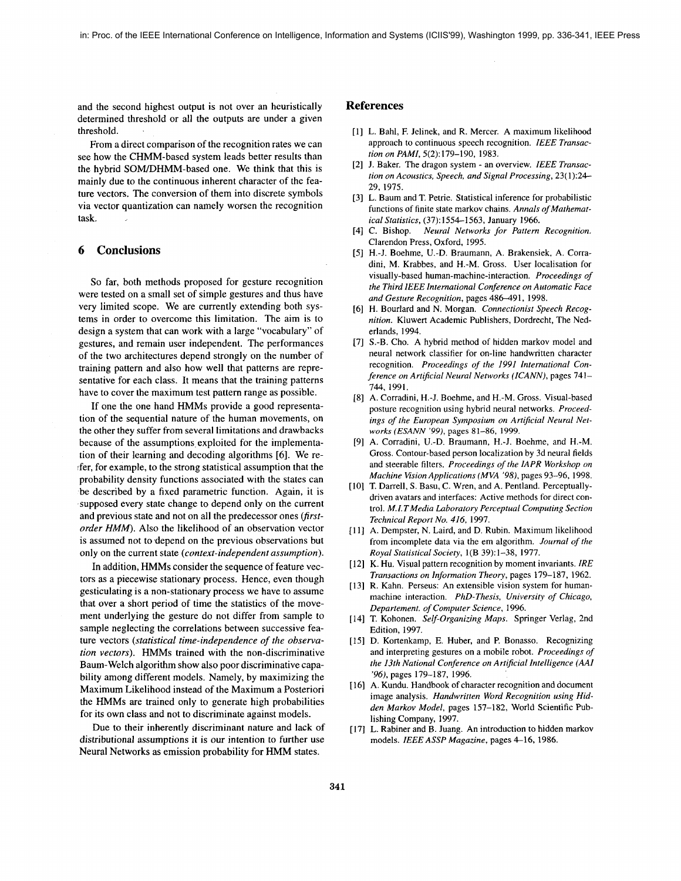and the second highest output is not over an heuristically determined threshold or all the outputs are under a given threshold.

From a direct comparison of the recognition rates we can see how the CHMM-based system leads better results than the hybrid SOM/DHMM-based one. We think that this is mainly due to the continuous inherent character of the feature vectors. The conversion of them into discrete symbols via vector quantization can namely worsen the recognition task.

## 6 Conclusions

So far, both methods proposed for gesture recognition were tested on a small set of simple gestures and thus have very limited scope. We are currently extending both systems in order to overcome this limitation. The aim is to design a system that can work with a large "vocabulary" of gestures, and remain user independent. The performances of the two architectures depend strongly on the number of training pattern and also how well that patterns are representative for each class. It means that the training patterns have to cover the maximum test pattern range as possible.

If one the one hand HMMs provide a good representation of the sequential nature of the human movements, on the other they suffer from several limitations and drawbacks because of the assumptions exploited for the implementation of their learning and decoding algorithms [6]. We refer, for example, to the strong statistical assumption that the probability density functions associated with the states can be described by a fixed parametric function. Again, it is supposed every state change to depend only on the current and previous state and not on all the predecessor ones (*first-order HMM*). Also the likelihood of an observation vector is assumed not to depend on the previous observations but only on the current state (*context-independent assumption*).

In addition, HMMs consider the sequence of feature vectors as a piecewise stationary process. Hence, even though gesticulating is a non-stationary process we have to assume that over a short period of time the statistics of the movement underlying the gesture do not differ from sample to sample neglecting the correlations between successive feature vectors (*statistical time-independence of the observation vectors*). HMMs trained with the non-discriminative Baum-Welch algorithm show also poor discriminative capability among different models. Namely, by maximizing the Maximum Likelihood instead of the Maximum a Posteriori the HMMs are trained only to generate high probabilities for its own class and not to discriminate against models.

Due to their inherently discriminant nature and lack of distributional assumptions it is our intention to further use Neural Networks as emission probability for HMM states.

## References

[1] L. Bahl, F. Jelinek, and R. Mercer. A maximum likelihood approach to continuous speech recognition. *IEEE Transaction on PAMI*, 5(2):179–190, 1983.

[2] J. Baker. The dragon system - an overview. *IEEE Transaction on Acoustics, Speech, and Signal Processing*, 23(1):24–29, 1975.

[3] L. Baum and T. Petrie. Statistical inference for probabilistic functions of finite state markov chains. *Annals of Mathematical Statistics*, (37):1554–1563, January 1966.

[4] C. Bishop. *Neural Networks for Pattern Recognition.* Clarendon Press, Oxford, 1995.

[5] H.-J. Boehme, U.-D. Braumann, A. Brakensiek, A. Corradini, M. Krabbes, and H.-M. Gross. User localisation for visually-based human-machine-interaction. *Proceedings of the Third IEEE International Conference on Automatic Face and Gesture Recognition*, pages 486–491, 1998.

[6] H. Bourlard and N. Morgan. *Connectionist Speech Recognition.* Kluwert Academic Publishers, Dordrecht, The Nederlands, 1994.

[7] S.-B. Cho. A hybrid method of hidden markov model and neural network classifier for on-line handwritten character recognition. *Proceedings of the 1991 International Conference on Artificial Neural Networks (ICANN)*, pages 741–744, 1991.

[8] A. Corradini, H.-J. Boehme, and H.-M. Gross. Visual-based posture recognition using hybrid neural networks. *Proceedings of the European Symposium on Artificial Neural Networks (ESANN '99)*, pages 81–86, 1999.

[9] A. Corradini, U.-D. Braumann, H.-J. Boehme, and H.-M. Gross. Contour-based person localization by 3d neural fields and steerable filters. *Proceedings of the IAPR Workshop on Machine Vision Applications (MVA '98)*, pages 93–96, 1998.

[10] T. Darrell, S. Basu, C. Wren, and A. Pentland. Perceptually-driven avatars and interfaces: Active methods for direct control. *M.I.T Media Laboratory Perceptual Computing Section Technical Report No. 416*, 1997.

[11] A. Dempster, N. Laird, and D. Rubin. Maximum likelihood from incomplete data via the em algorithm. *Journal of the Royal Statistical Society*, 1(B 39):1–38, 1977.

[12] K. Hu. Visual pattern recognition by moment invariants. *IRE Transactions on Information Theory*, pages 179–187, 1962.

[13] R. Kahn. Perseus: An extensible vision system for human-machine interaction. *PhD-Thesis, University of Chicago, Departement. of Computer Science*, 1996.

[14] T. Kohonen. *Self-Organizing Maps.* Springer Verlag, 2nd Edition, 1997.

[15] D. Kortenkamp, E. Huber, and P. Bonasso. Recognizing and interpreting gestures on a mobile robot. *Proceedings of the 13th National Conference on Artificial Intelligence (AAI '96)*, pages 179–187, 1996.

[16] A. Kundu. Handbook of character recognition and document image analysis. *Handwritten Word Recognition using Hidden Markov Model*, pages 157–182, World Scientific Publishing Company, 1997.

[17] L. Rabiner and B. Juang. An introduction to hidden markov models. *IEEE ASSP Magazine*, pages 4–16, 1986.